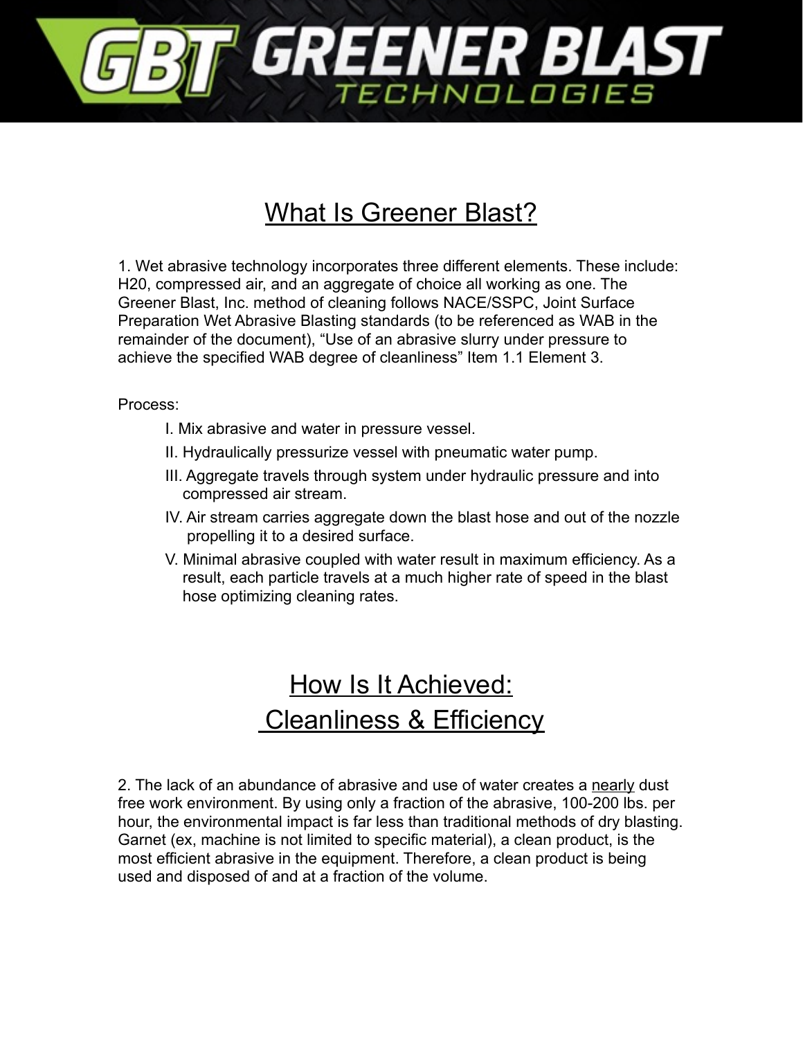# GBT GREENER BLAST TECHNOLOGIES

## What Is Greener Blast?

1. Wet abrasive technology incorporates three different elements. These include: H20, compressed air, and an aggregate of choice all working as one. The Greener Blast, Inc. method of cleaning follows NACE/SSPC, Joint Surface Preparation Wet Abrasive Blasting standards (to be referenced as WAB in the remainder of the document), "Use of an abrasive slurry under pressure to achieve the specified WAB degree of cleanliness" Item 1.1 Element 3.

Process:

I. Mix abrasive and water in pressure vessel.

II. Hydraulically pressurize vessel with pneumatic water pump.

III. Aggregate travels through system under hydraulic pressure and into compressed air stream.

IV. Air stream carries aggregate down the blast hose and out of the nozzle propelling it to a desired surface.

V. Minimal abrasive coupled with water result in maximum efficiency. As a result, each particle travels at a much higher rate of speed in the blast hose optimizing cleaning rates.

## How Is It Achieved: Cleanliness & Efficiency

2. The lack of an abundance of abrasive and use of water creates a nearly dust free work environment. By using only a fraction of the abrasive, 100-200 lbs. per hour, the environmental impact is far less than traditional methods of dry blasting. Garnet (ex, machine is not limited to specific material), a clean product, is the most efficient abrasive in the equipment. Therefore, a clean product is being used and disposed of and at a fraction of the volume.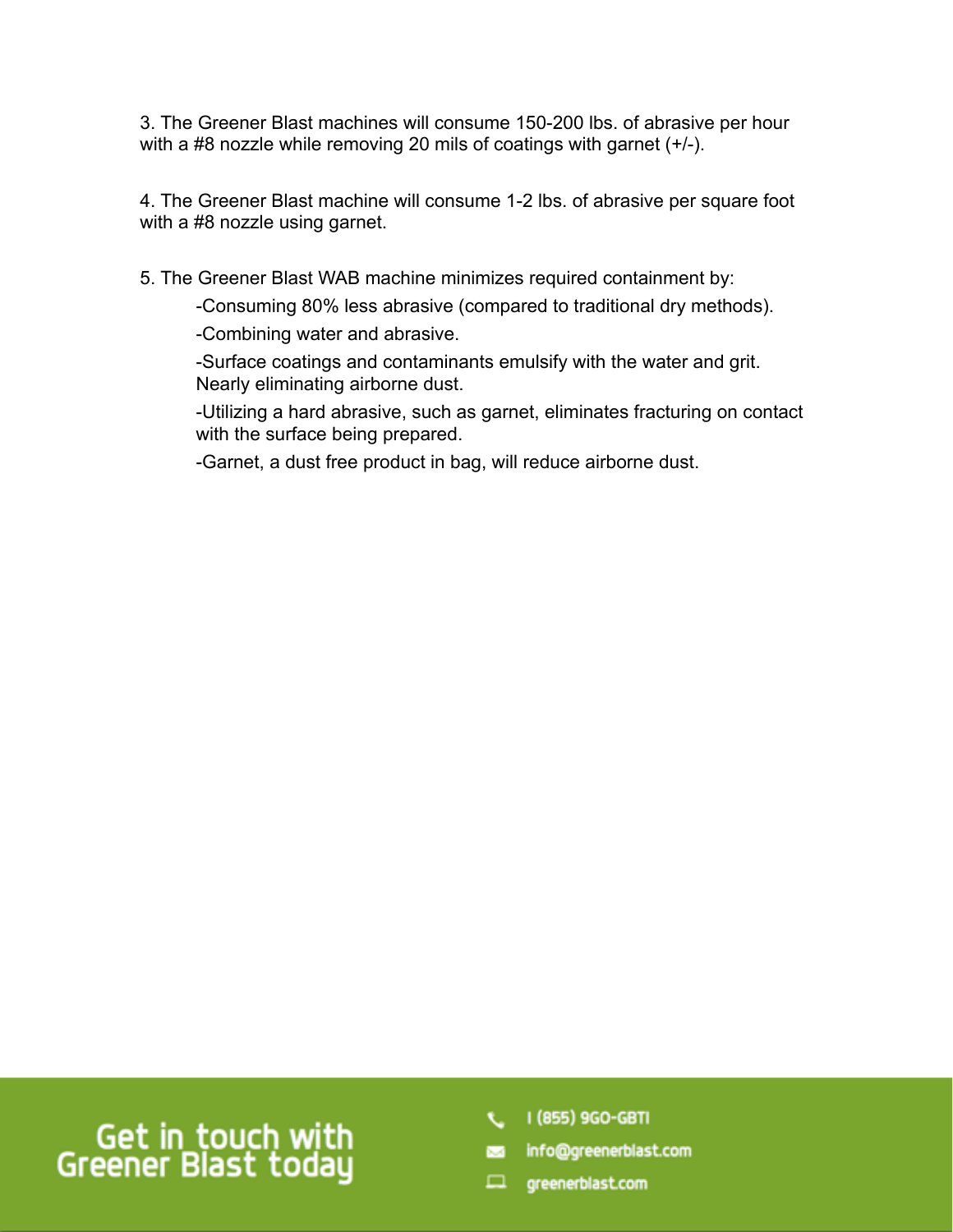3. The Greener Blast machines will consume 150-200 lbs. of abrasive per hour with a #8 nozzle while removing 20 mils of coatings with garnet (+/-).

4. The Greener Blast machine will consume 1-2 lbs. of abrasive per square foot with a #8 nozzle using garnet.

5. The Greener Blast WAB machine minimizes required containment by:

- Consuming 80% less abrasive (compared to traditional dry methods).
- Combining water and abrasive.
- Surface coatings and contaminants emulsify with the water and grit. Nearly eliminating airborne dust.
- Utilizing a hard abrasive, such as garnet, eliminates fracturing on contact with the surface being prepared.
- Garnet, a dust free product in bag, will reduce airborne dust.

Get in touch with Greener Blast today

1 (855) 9GO-GBTI

info@greenerblast.com

greenerblast.com